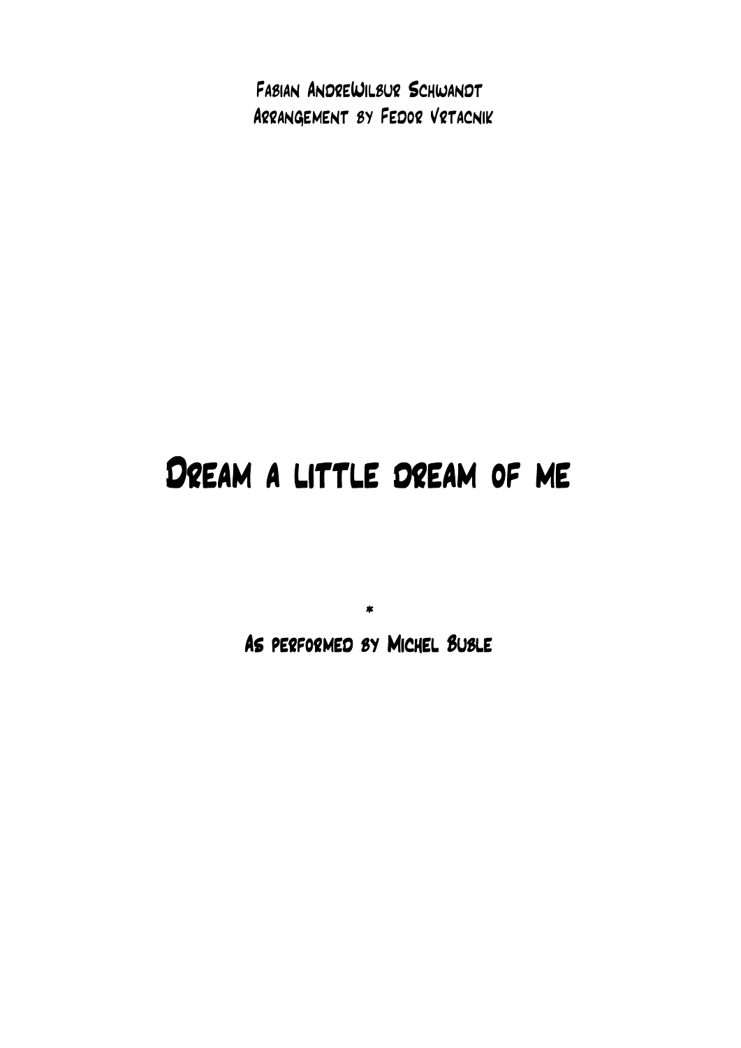Fabian AndreWilbur Schwandt
Arrangement by Fedor Vrtacnik

# Dream a little dream of me

*

As performed by Michel Buble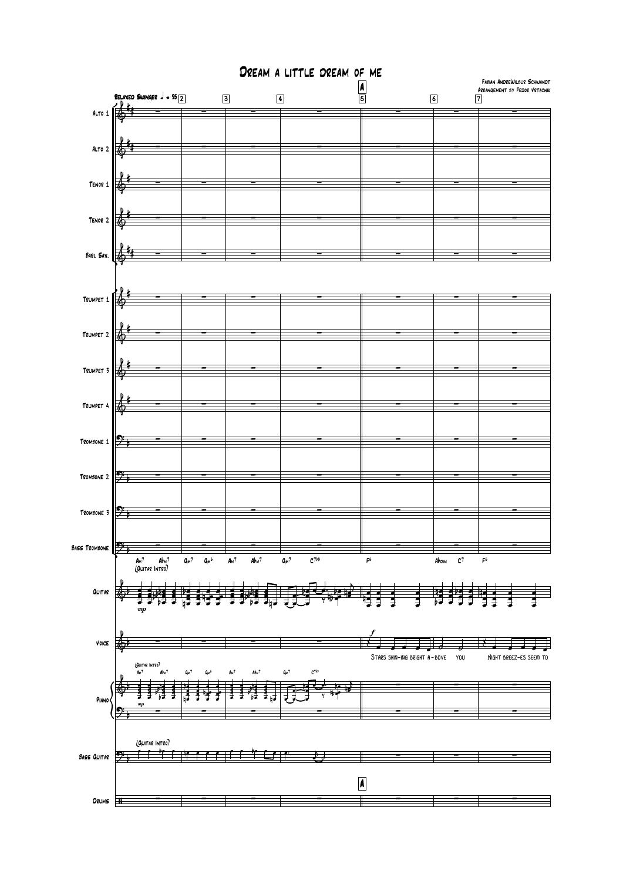# Dream a little dream of me

Fabian AndreeWilbur Schwandt
Arrangement by Fedor Vrtacnik

Relaxed Swinger ♩ = 95

A

Alto 1
Alto 2
Tenor 1
Tenor 2
Bari. Sax.
Trumpet 1
Trumpet 2
Trumpet 3
Trumpet 4
Trombone 1
Trombone 2
Trombone 3
Bass Trombone

Am7 Abm7 Gm7 Gm6 Am7 Abm7 Gm7 C7b9 F6 Abdim C7 F6
(Guitar Intro)

Guitar

Voice

Stars shin-ing bright a-bove you Night breez-es seem to

Piano

(Guitar Intro)

Bass Guitar

(Guitar Intro)

Drums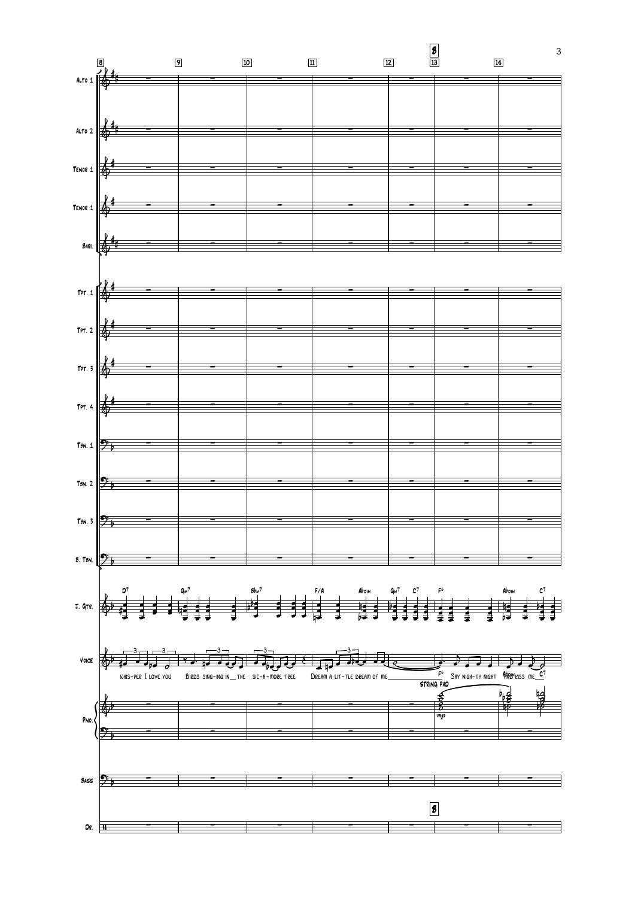Alto 1

Alto 2

Tenor 1

Tenor 1

Bari.

Tpt. 1

Tpt. 2

Tpt. 3

Tpt. 4

Tbn. 1

Tbn. 2

Tbn. 3

B. Tbn.

J. Gtr.

Voice

Pno.

Bass

Dr.

8 9 10 11 12 13 14

B

D7 Gm7 Bbm7 F/A Abdim Gm7 C7 F6 Abdim C7

whis-per I love you Birds sing-ing in__ the sic-a-more tree Dream a lit-tle dream of me__________ Say nigh-ty night And kiss me__

F6 C7

string pad

*mp*

Abdim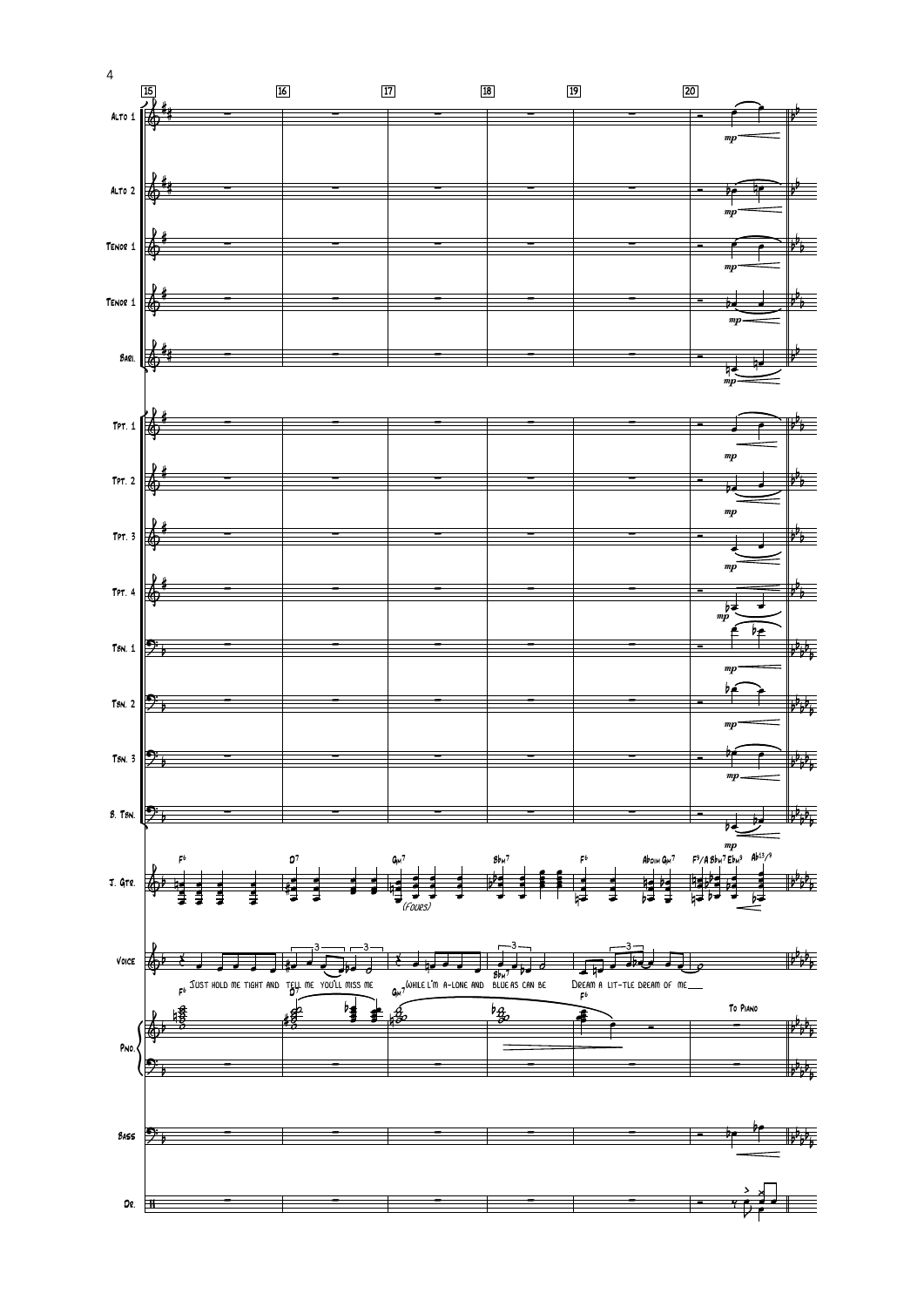15 16 17 18 19 20

Alto 1 — *mp*

Alto 2 — *mp*

Tenor 1 — *mp*

Tenor 1 — *mp*

Bari. — *mp*

Tpt. 1 — *mp*

Tpt. 2 — *mp*

Tpt. 3 — *mp*

Tpt. 4 — *mp*

Tbn. 1 — *mp*

Tbn. 2 — *mp*

Tbn. 3 — *mp*

B. Tbn. — *mp*

J. Gtr. — F6 | D7 | Gm7 (Fours) | Bbm7 | F6 Abdim Gm7 | F9/A Bbm7 Ebm9 Ab13/9

Voice — Just hold me tight and tell me you'll miss me while I'm a-lone and blue as can be Dream a lit-tle dream of me___

Pno. — F6 | D7 | Gm7 | Bbm7 | F6 | To Piano

Bass

Dr.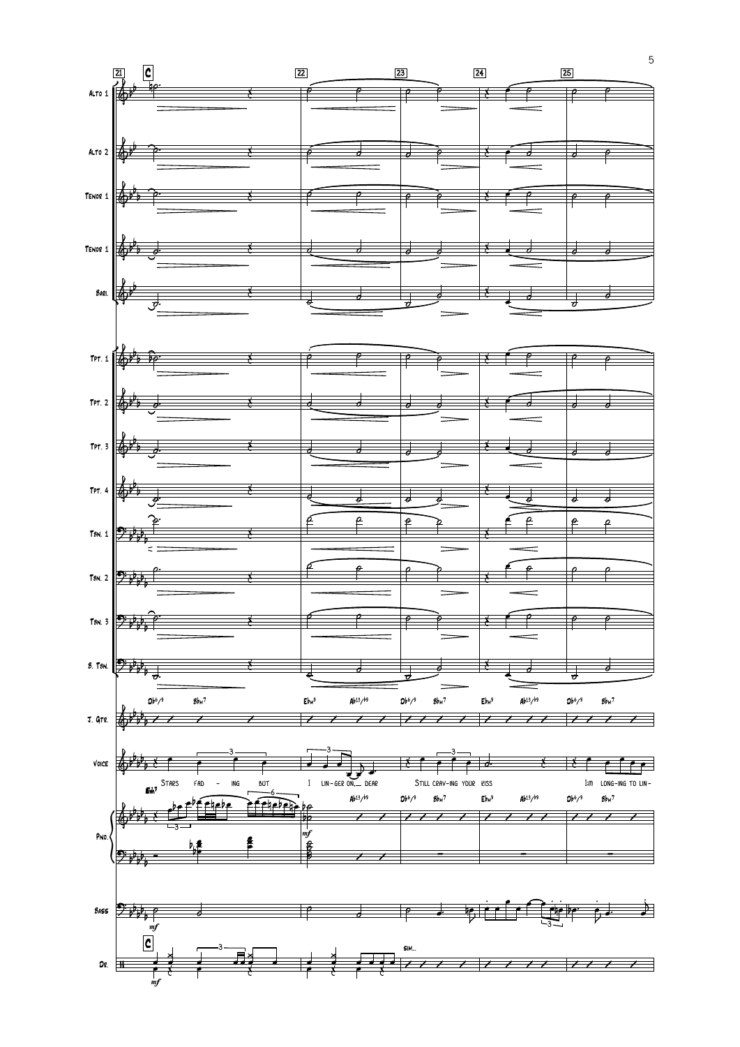21 C 22 23 24 25

Alto 1

Alto 2

Tenor 1

Tenor 1

Bari.

Tpt. 1

Tpt. 2

Tpt. 3

Tpt. 4

Tbn. 1

Tbn. 2

Tbn. 3

B. Tbn.

J. Gtr.: Db6/9 Bbm7 | Ebm9 Ab13/b9 | Db6/9 Bbm7 | Ebm9 Ab13/b9 | Db6/9 Bbm7

Voice: Stars fad - ing but I lin-ger on, dear Still crav-ing your kiss I'm long-ing to lin-

Pno.: Ebm9 | Ab13/b9 | Db6/9 Bbm7 | Ebm9 Ab13/b9 | Db6/9 Bbm7

*mf*

Bass *mf*

C

Dr. *mf* sim...